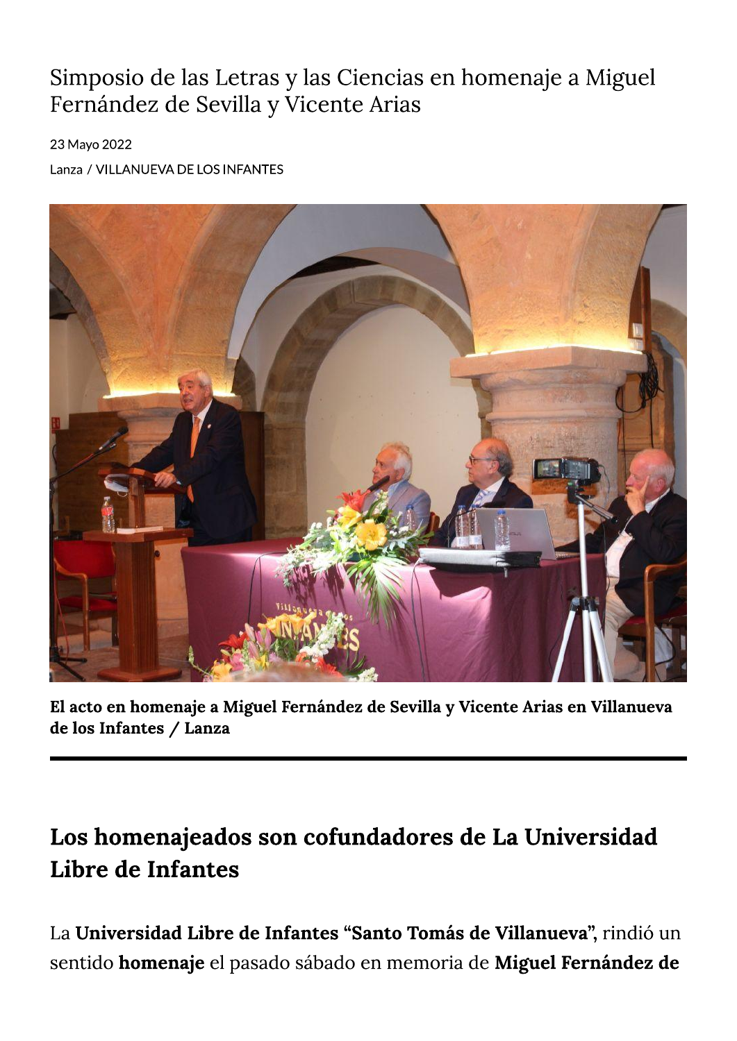# Simposio de las Letras y las Ciencias en homenaje a Miguel Fernández de Sevilla y Vicente Arias

23 Mayo 2022

Lanza / VILLANUEVA DE LOS INFANTES

**El acto en homenaje a Miguel Fernández de Sevilla y Vicente Arias en Villanueva de los Infantes / Lanza**

---

## Los homenajeados son cofundadores de La Universidad Libre de Infantes

La **Universidad Libre de Infantes "Santo Tomás de Villanueva"**, rindió un sentido **homenaje** el pasado sábado en memoria de **Miguel Fernández de**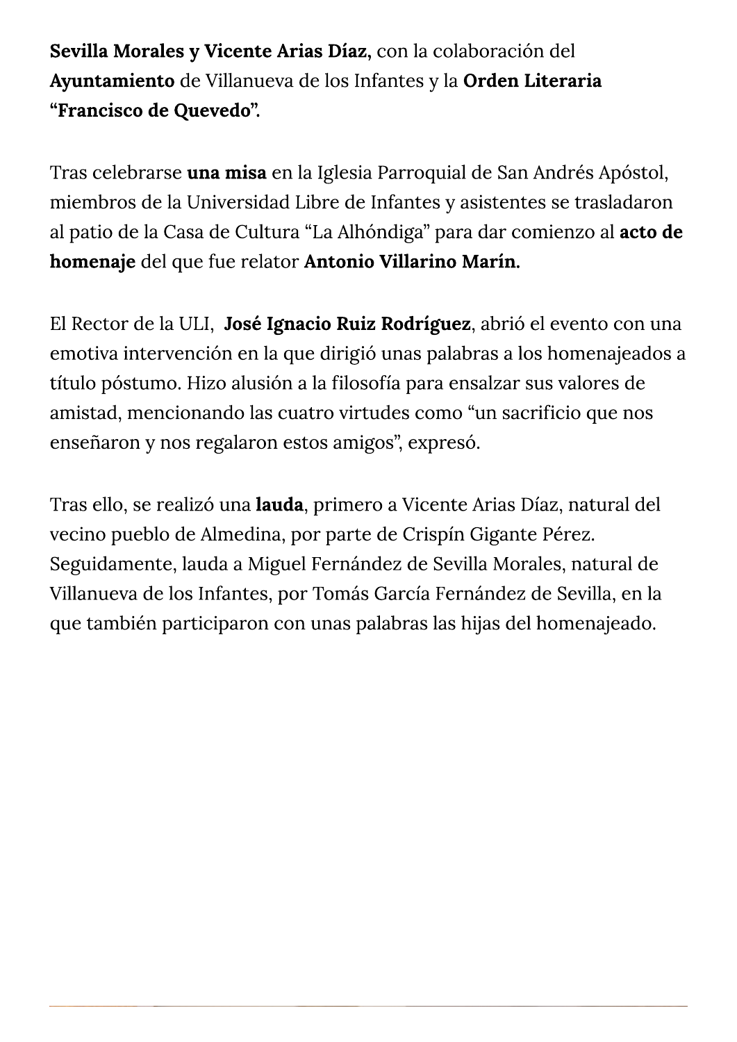**Sevilla Morales y Vicente Arias Díaz,** con la colaboración del **Ayuntamiento** de Villanueva de los Infantes y la **Orden Literaria "Francisco de Quevedo"**.

Tras celebrarse **una misa** en la Iglesia Parroquial de San Andrés Apóstol, miembros de la Universidad Libre de Infantes y asistentes se trasladaron al patio de la Casa de Cultura "La Alhóndiga" para dar comienzo al **acto de homenaje** del que fue relator **Antonio Villarino Marín.**

El Rector de la ULI, **José Ignacio Ruiz Rodríguez**, abrió el evento con una emotiva intervención en la que dirigió unas palabras a los homenajeados a título póstumo. Hizo alusión a la filosofía para ensalzar sus valores de amistad, mencionando las cuatro virtudes como "un sacrificio que nos enseñaron y nos regalaron estos amigos", expresó.

Tras ello, se realizó una **lauda**, primero a Vicente Arias Díaz, natural del vecino pueblo de Almedina, por parte de Crispín Gigante Pérez. Seguidamente, lauda a Miguel Fernández de Sevilla Morales, natural de Villanueva de los Infantes, por Tomás García Fernández de Sevilla, en la que también participaron con unas palabras las hijas del homenajeado.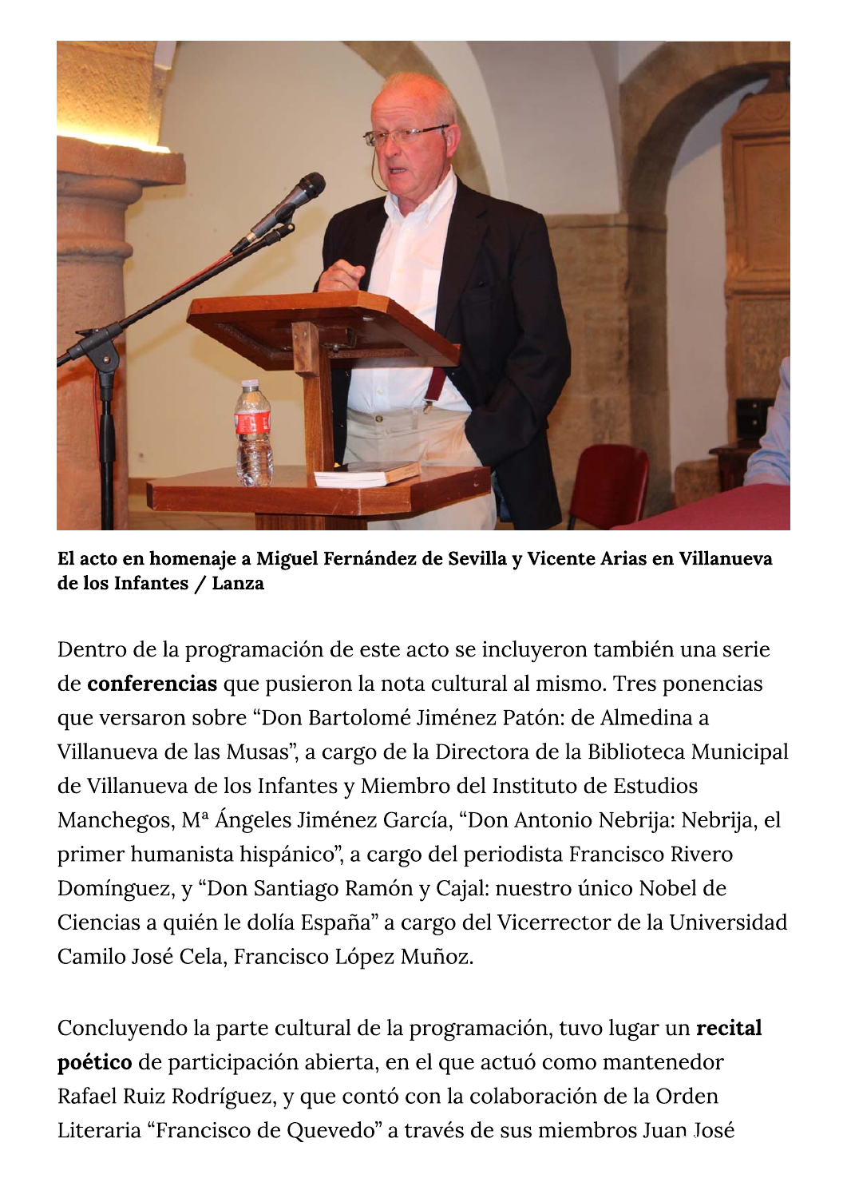**El acto en homenaje a Miguel Fernández de Sevilla y Vicente Arias en Villanueva de los Infantes / Lanza**

Dentro de la programación de este acto se incluyeron también una serie de **conferencias** que pusieron la nota cultural al mismo. Tres ponencias que versaron sobre "Don Bartolomé Jiménez Patón: de Almedina a Villanueva de las Musas", a cargo de la Directora de la Biblioteca Municipal de Villanueva de los Infantes y Miembro del Instituto de Estudios Manchegos, Mª Ángeles Jiménez García, "Don Antonio Nebrija: Nebrija, el primer humanista hispánico", a cargo del periodista Francisco Rivero Domínguez, y "Don Santiago Ramón y Cajal: nuestro único Nobel de Ciencias a quién le dolía España" a cargo del Vicerrector de la Universidad Camilo José Cela, Francisco López Muñoz.

Concluyendo la parte cultural de la programación, tuvo lugar un **recital poético** de participación abierta, en el que actuó como mantenedor Rafael Ruiz Rodríguez, y que contó con la colaboración de la Orden Literaria "Francisco de Quevedo" a través de sus miembros Juan José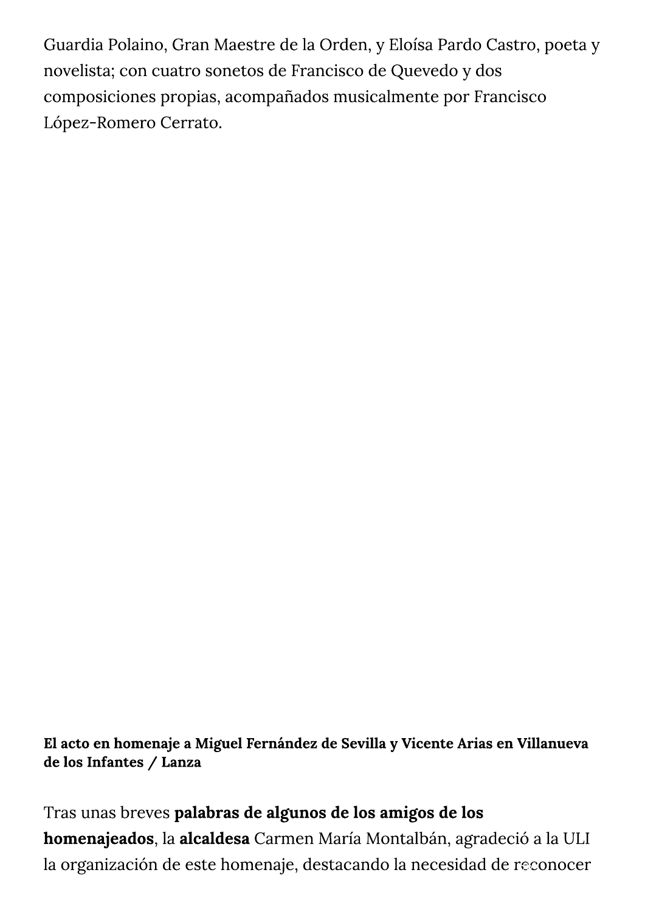Guardia Polaino, Gran Maestre de la Orden, y Eloísa Pardo Castro, poeta y novelista; con cuatro sonetos de Francisco de Quevedo y dos composiciones propias, acompañados musicalmente por Francisco López-Romero Cerrato.

**El acto en homenaje a Miguel Fernández de Sevilla y Vicente Arias en Villanueva de los Infantes / Lanza**

Tras unas breves **palabras de algunos de los amigos de los homenajeados**, la **alcaldesa** Carmen María Montalbán, agradeció a la ULI la organización de este homenaje, destacando la necesidad de reconocer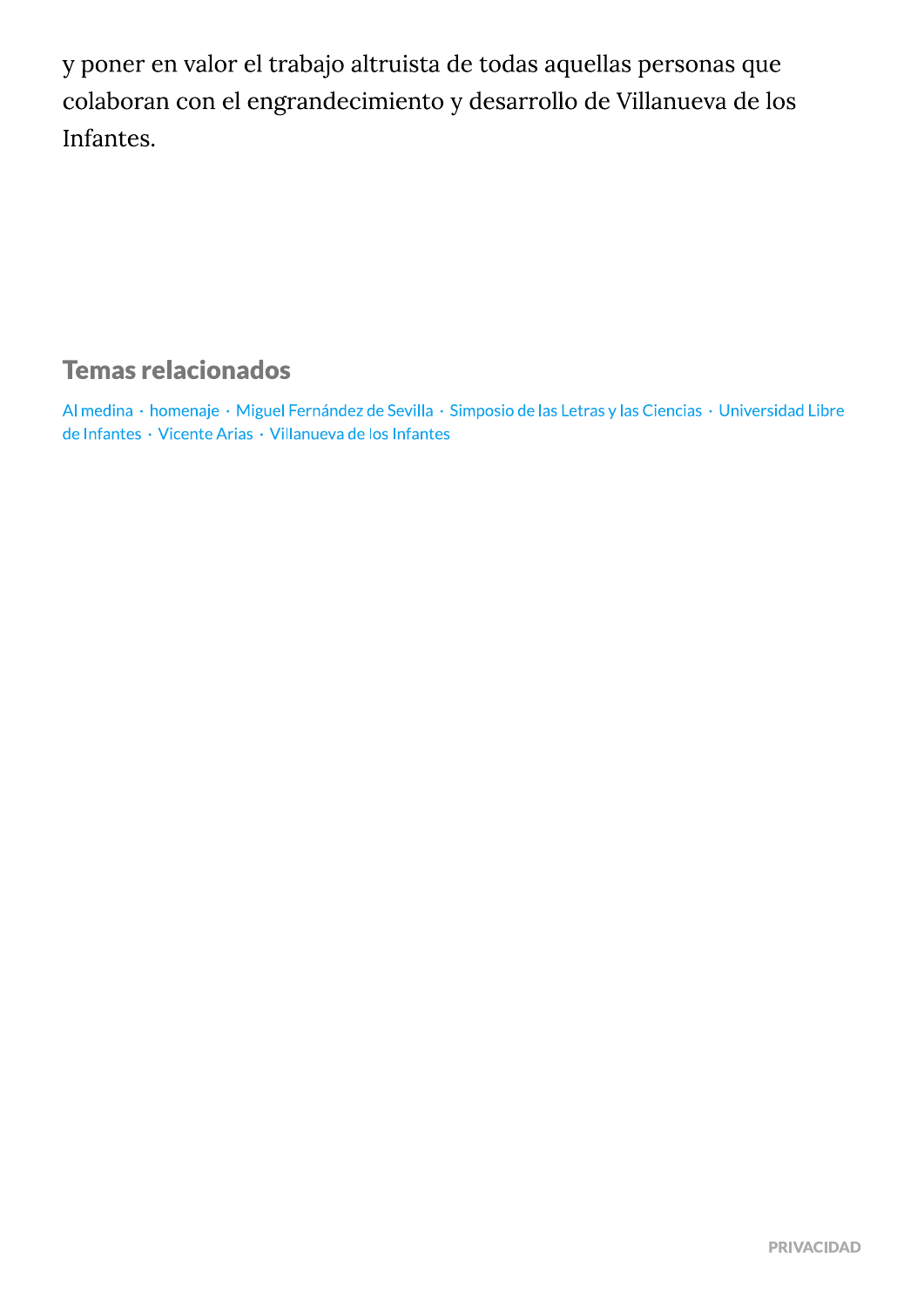y poner en valor el trabajo altruista de todas aquellas personas que colaboran con el engrandecimiento y desarrollo de Villanueva de los Infantes.

## Temas relacionados

Al medina · homenaje · Miguel Fernández de Sevilla · Simposio de las Letras y las Ciencias · Universidad Libre de Infantes · Vicente Arias · Villanueva de los Infantes